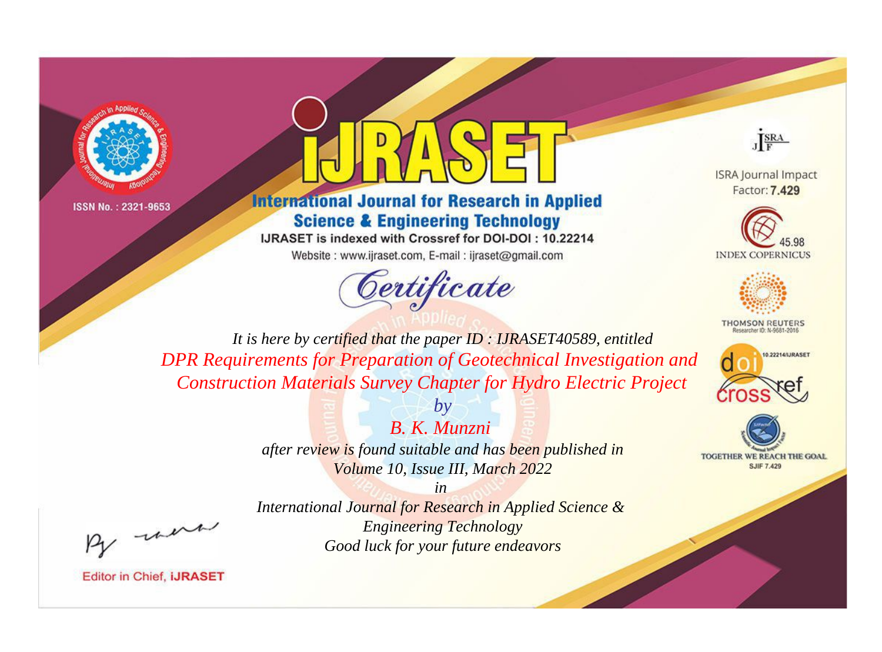ISSN No. : 2321-9653

# IJRASET

## International Journal for Research in Applied Science & Engineering Technology

IJRASET is indexed with Crossref for DOI-DOI : 10.22214

Website : www.ijraset.com, E-mail : ijraset@gmail.com

ISRA Journal Impact Factor: **7.429**

45.98 INDEX COPERNICUS

THOMSON REUTERS Researcher ID: N-9681-2016

10.22214/IJRASET

TOGETHER WE REACH THE GOAL SJIF 7.429

## *Certificate*

*It is here by certified that the paper ID : IJRASET40589, entitled*

*DPR Requirements for Preparation of Geotechnical Investigation and Construction Materials Survey Chapter for Hydro Electric Project*

*by*

*B. K. Munzni*

*after review is found suitable and has been published in*

*Volume 10, Issue III, March 2022*

*in*

*International Journal for Research in Applied Science & Engineering Technology*

*Good luck for your future endeavors*

Editor in Chief, iJRASET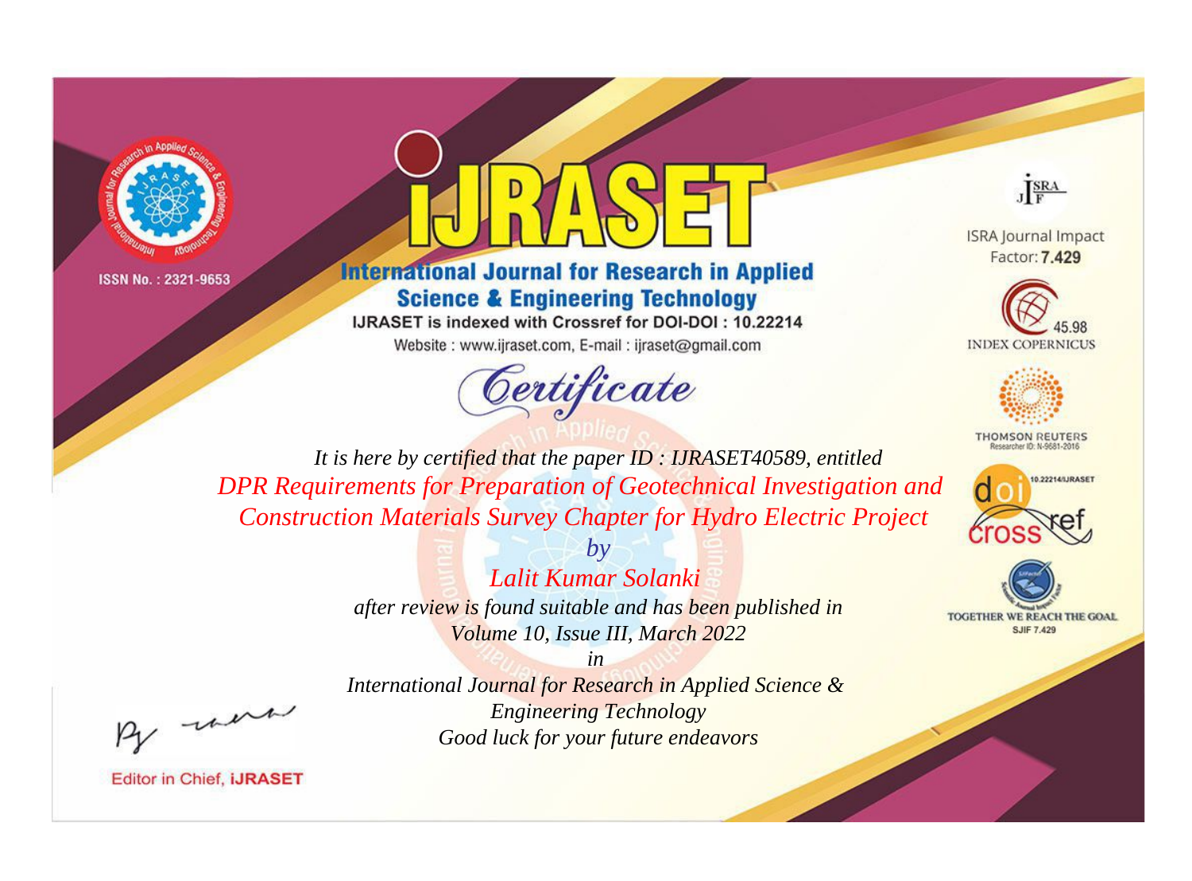ISSN No. : 2321-9653

# iJRASET

## International Journal for Research in Applied Science & Engineering Technology

IJRASET is indexed with Crossref for DOI-DOI : 10.22214

Website : www.ijraset.com, E-mail : ijraset@gmail.com

ISRA Journal Impact Factor: **7.429**

45.98 INDEX COPERNICUS

THOMSON REUTERS Researcher ID: N-9681-2016

10.22214/IJRASET

TOGETHER WE REACH THE GOAL SJIF 7.429

*Certificate*

*It is here by certified that the paper ID : IJRASET40589, entitled*

*DPR Requirements for Preparation of Geotechnical Investigation and Construction Materials Survey Chapter for Hydro Electric Project*

*by*

*Lalit Kumar Solanki*

*after review is found suitable and has been published in*

*Volume 10, Issue III, March 2022*

*in*

*International Journal for Research in Applied Science & Engineering Technology*

*Good luck for your future endeavors*

Editor in Chief, **iJRASET**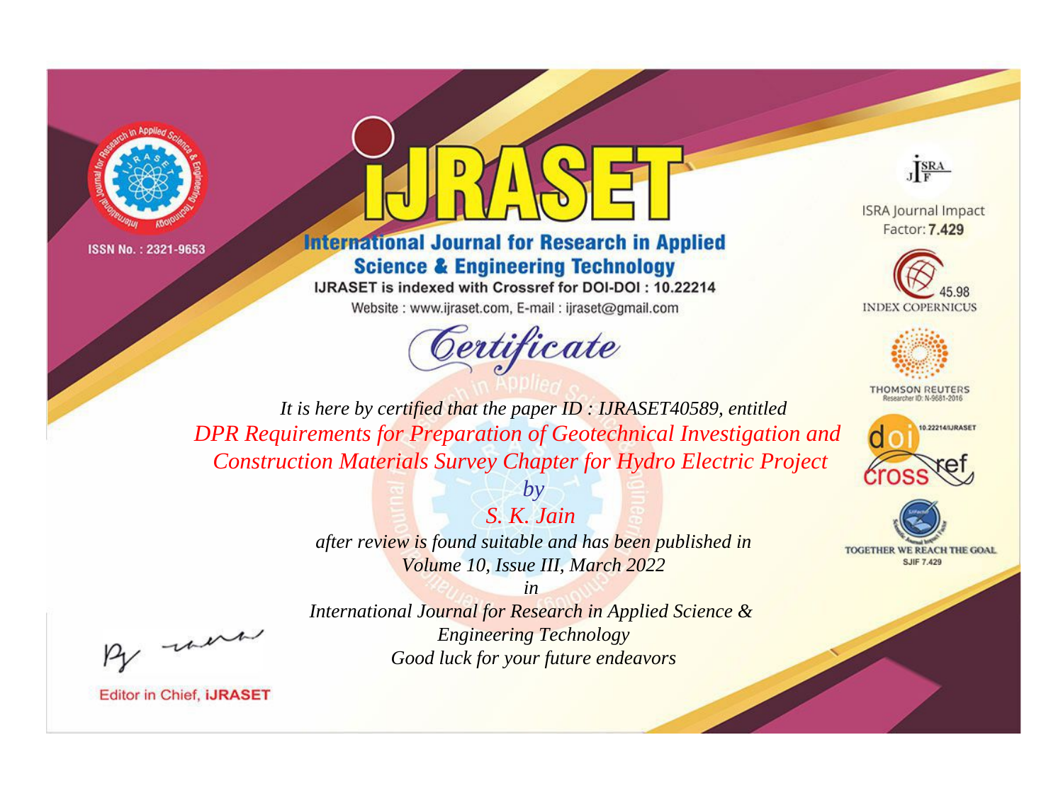ISSN No. : 2321-9653

# iJRASET

## International Journal for Research in Applied Science & Engineering Technology

IJRASET is indexed with Crossref for DOI-DOI : 10.22214

Website : www.ijraset.com, E-mail : ijraset@gmail.com

ISRA Journal Impact Factor: **7.429**

45.98 INDEX COPERNICUS

THOMSON REUTERS Researcher ID: N-9681-2016

10.22214/IJRASET

TOGETHER WE REACH THE GOAL SJIF 7.429

*Certificate*

*It is here by certified that the paper ID : IJRASET40589, entitled*

*DPR Requirements for Preparation of Geotechnical Investigation and Construction Materials Survey Chapter for Hydro Electric Project*

*by*

*S. K. Jain*

*after review is found suitable and has been published in*

*Volume 10, Issue III, March 2022*

*in*

*International Journal for Research in Applied Science & Engineering Technology*

*Good luck for your future endeavors*

Editor in Chief, iJRASET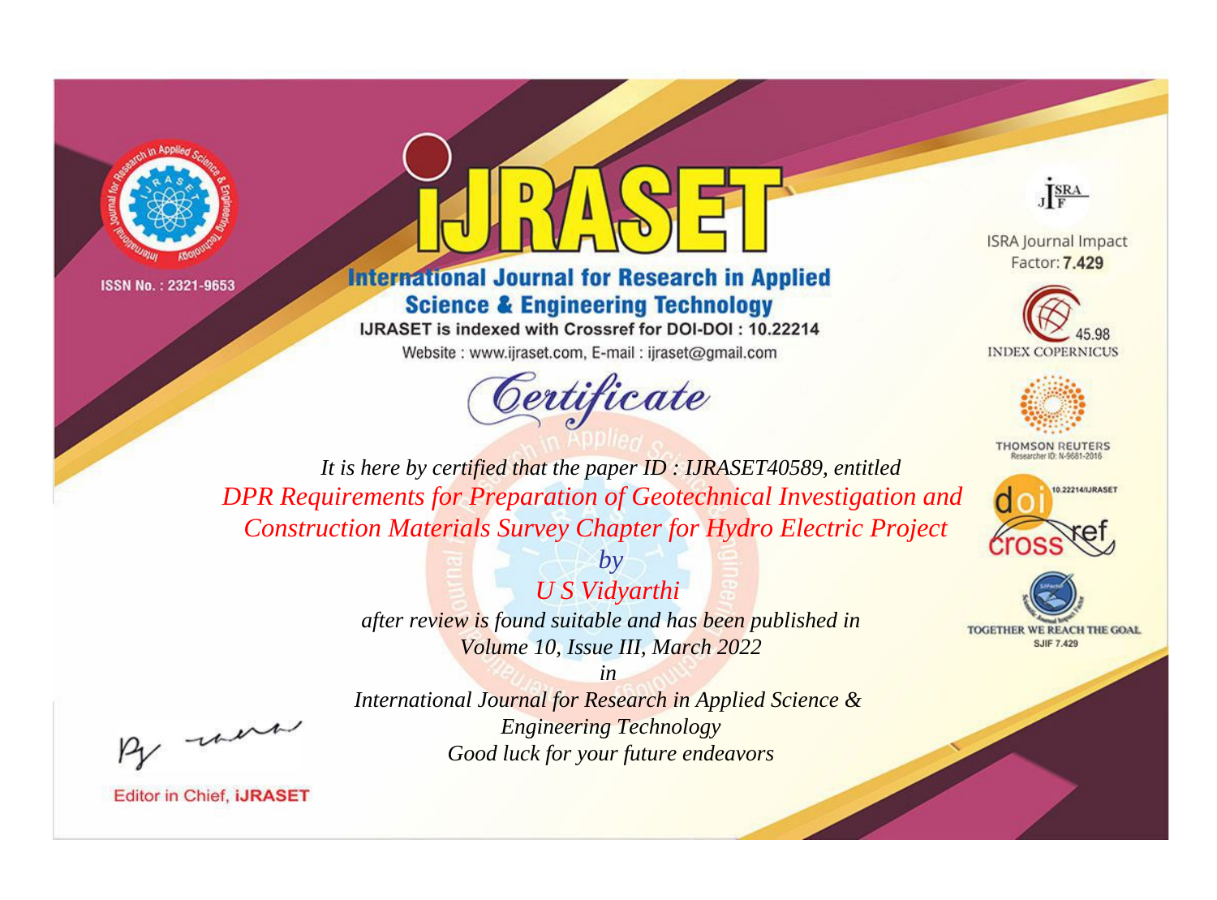ISSN No. : 2321-9653

# iJRASET

## International Journal for Research in Applied Science & Engineering Technology

IJRASET is indexed with Crossref for DOI-DOI : 10.22214

Website : www.ijraset.com, E-mail : ijraset@gmail.com

ISRA Journal Impact Factor: **7.429**

45.98 INDEX COPERNICUS

THOMSON REUTERS Researcher ID: N-9681-2016

10.22214/IJRASET

TOGETHER WE REACH THE GOAL SJIF 7.429

*Certificate*

*It is here by certified that the paper ID : IJRASET40589, entitled*

*DPR Requirements for Preparation of Geotechnical Investigation and Construction Materials Survey Chapter for Hydro Electric Project*

*by*

*U S Vidyarthi*

*after review is found suitable and has been published in*

*Volume 10, Issue III, March 2022*

*in*

*International Journal for Research in Applied Science & Engineering Technology*

*Good luck for your future endeavors*

Editor in Chief, **iJRASET**